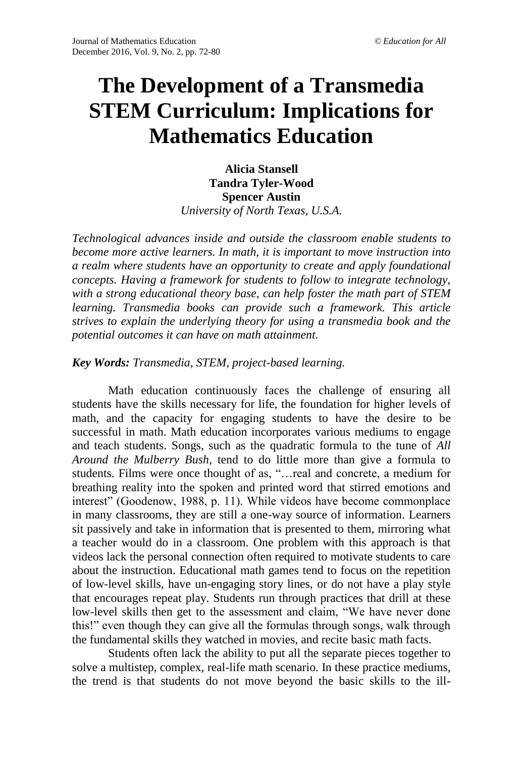# The Development of a Transmedia STEM Curriculum: Implications for Mathematics Education

**Alicia Stansell**
**Tandra Tyler-Wood**
**Spencer Austin**
*University of North Texas, U.S.A.*

*Technological advances inside and outside the classroom enable students to become more active learners. In math, it is important to move instruction into a realm where students have an opportunity to create and apply foundational concepts. Having a framework for students to follow to integrate technology, with a strong educational theory base, can help foster the math part of STEM learning. Transmedia books can provide such a framework. This article strives to explain the underlying theory for using a transmedia book and the potential outcomes it can have on math attainment.*

***Key Words:*** *Transmedia, STEM, project-based learning.*

Math education continuously faces the challenge of ensuring all students have the skills necessary for life, the foundation for higher levels of math, and the capacity for engaging students to have the desire to be successful in math. Math education incorporates various mediums to engage and teach students. Songs, such as the quadratic formula to the tune of *All Around the Mulberry Bush*, tend to do little more than give a formula to students. Films were once thought of as, "…real and concrete, a medium for breathing reality into the spoken and printed word that stirred emotions and interest" (Goodenow, 1988, p. 11). While videos have become commonplace in many classrooms, they are still a one-way source of information. Learners sit passively and take in information that is presented to them, mirroring what a teacher would do in a classroom. One problem with this approach is that videos lack the personal connection often required to motivate students to care about the instruction. Educational math games tend to focus on the repetition of low-level skills, have un-engaging story lines, or do not have a play style that encourages repeat play. Students run through practices that drill at these low-level skills then get to the assessment and claim, "We have never done this!" even though they can give all the formulas through songs, walk through the fundamental skills they watched in movies, and recite basic math facts.

Students often lack the ability to put all the separate pieces together to solve a multistep, complex, real-life math scenario. In these practice mediums, the trend is that students do not move beyond the basic skills to the ill-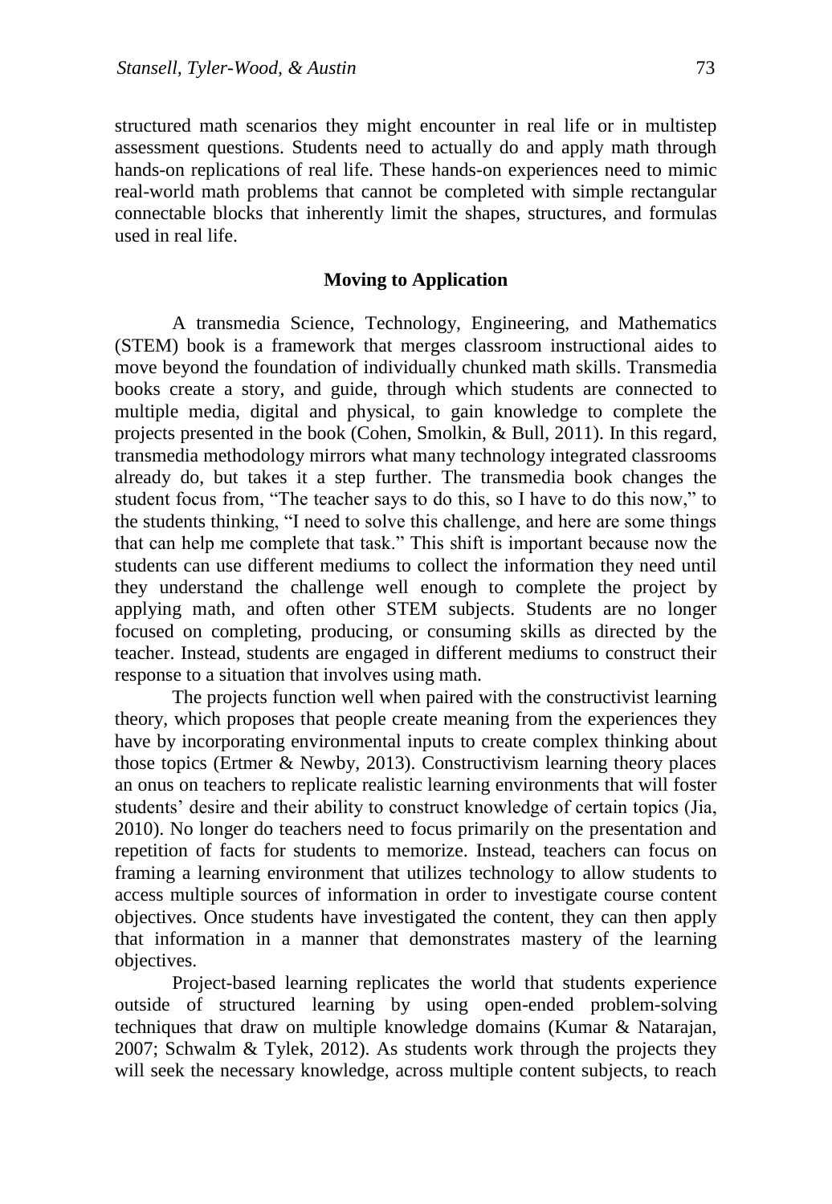structured math scenarios they might encounter in real life or in multistep assessment questions. Students need to actually do and apply math through hands-on replications of real life. These hands-on experiences need to mimic real-world math problems that cannot be completed with simple rectangular connectable blocks that inherently limit the shapes, structures, and formulas used in real life.

## Moving to Application

A transmedia Science, Technology, Engineering, and Mathematics (STEM) book is a framework that merges classroom instructional aides to move beyond the foundation of individually chunked math skills. Transmedia books create a story, and guide, through which students are connected to multiple media, digital and physical, to gain knowledge to complete the projects presented in the book (Cohen, Smolkin, & Bull, 2011). In this regard, transmedia methodology mirrors what many technology integrated classrooms already do, but takes it a step further. The transmedia book changes the student focus from, "The teacher says to do this, so I have to do this now," to the students thinking, "I need to solve this challenge, and here are some things that can help me complete that task." This shift is important because now the students can use different mediums to collect the information they need until they understand the challenge well enough to complete the project by applying math, and often other STEM subjects. Students are no longer focused on completing, producing, or consuming skills as directed by the teacher. Instead, students are engaged in different mediums to construct their response to a situation that involves using math.

The projects function well when paired with the constructivist learning theory, which proposes that people create meaning from the experiences they have by incorporating environmental inputs to create complex thinking about those topics (Ertmer & Newby, 2013). Constructivism learning theory places an onus on teachers to replicate realistic learning environments that will foster students' desire and their ability to construct knowledge of certain topics (Jia, 2010). No longer do teachers need to focus primarily on the presentation and repetition of facts for students to memorize. Instead, teachers can focus on framing a learning environment that utilizes technology to allow students to access multiple sources of information in order to investigate course content objectives. Once students have investigated the content, they can then apply that information in a manner that demonstrates mastery of the learning objectives.

Project-based learning replicates the world that students experience outside of structured learning by using open-ended problem-solving techniques that draw on multiple knowledge domains (Kumar & Natarajan, 2007; Schwalm & Tylek, 2012). As students work through the projects they will seek the necessary knowledge, across multiple content subjects, to reach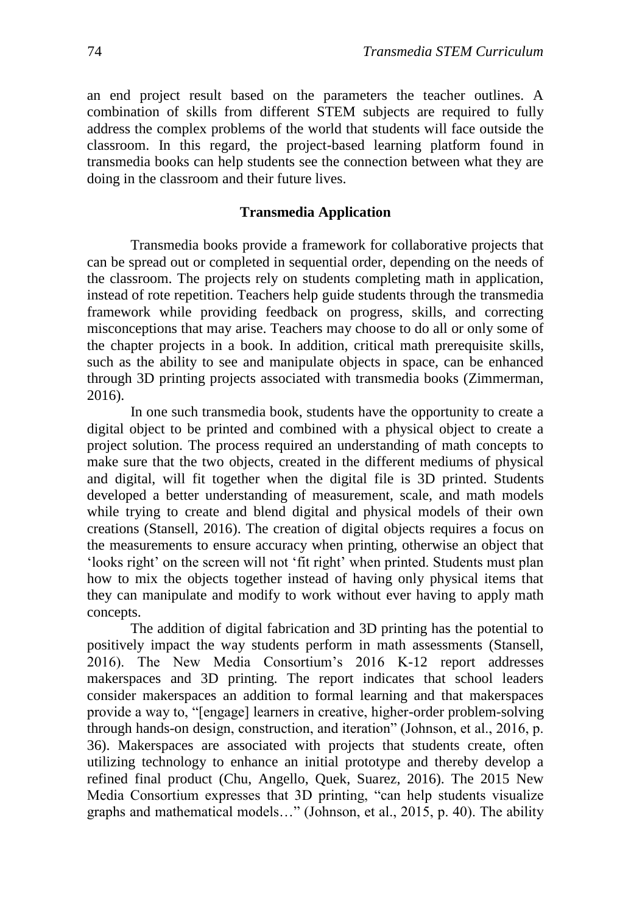an end project result based on the parameters the teacher outlines. A combination of skills from different STEM subjects are required to fully address the complex problems of the world that students will face outside the classroom. In this regard, the project-based learning platform found in transmedia books can help students see the connection between what they are doing in the classroom and their future lives.

## Transmedia Application

Transmedia books provide a framework for collaborative projects that can be spread out or completed in sequential order, depending on the needs of the classroom. The projects rely on students completing math in application, instead of rote repetition. Teachers help guide students through the transmedia framework while providing feedback on progress, skills, and correcting misconceptions that may arise. Teachers may choose to do all or only some of the chapter projects in a book. In addition, critical math prerequisite skills, such as the ability to see and manipulate objects in space, can be enhanced through 3D printing projects associated with transmedia books (Zimmerman, 2016).

In one such transmedia book, students have the opportunity to create a digital object to be printed and combined with a physical object to create a project solution. The process required an understanding of math concepts to make sure that the two objects, created in the different mediums of physical and digital, will fit together when the digital file is 3D printed. Students developed a better understanding of measurement, scale, and math models while trying to create and blend digital and physical models of their own creations (Stansell, 2016). The creation of digital objects requires a focus on the measurements to ensure accuracy when printing, otherwise an object that 'looks right' on the screen will not 'fit right' when printed. Students must plan how to mix the objects together instead of having only physical items that they can manipulate and modify to work without ever having to apply math concepts.

The addition of digital fabrication and 3D printing has the potential to positively impact the way students perform in math assessments (Stansell, 2016). The New Media Consortium's 2016 K-12 report addresses makerspaces and 3D printing. The report indicates that school leaders consider makerspaces an addition to formal learning and that makerspaces provide a way to, "[engage] learners in creative, higher-order problem-solving through hands-on design, construction, and iteration" (Johnson, et al., 2016, p. 36). Makerspaces are associated with projects that students create, often utilizing technology to enhance an initial prototype and thereby develop a refined final product (Chu, Angello, Quek, Suarez, 2016). The 2015 New Media Consortium expresses that 3D printing, "can help students visualize graphs and mathematical models…" (Johnson, et al., 2015, p. 40). The ability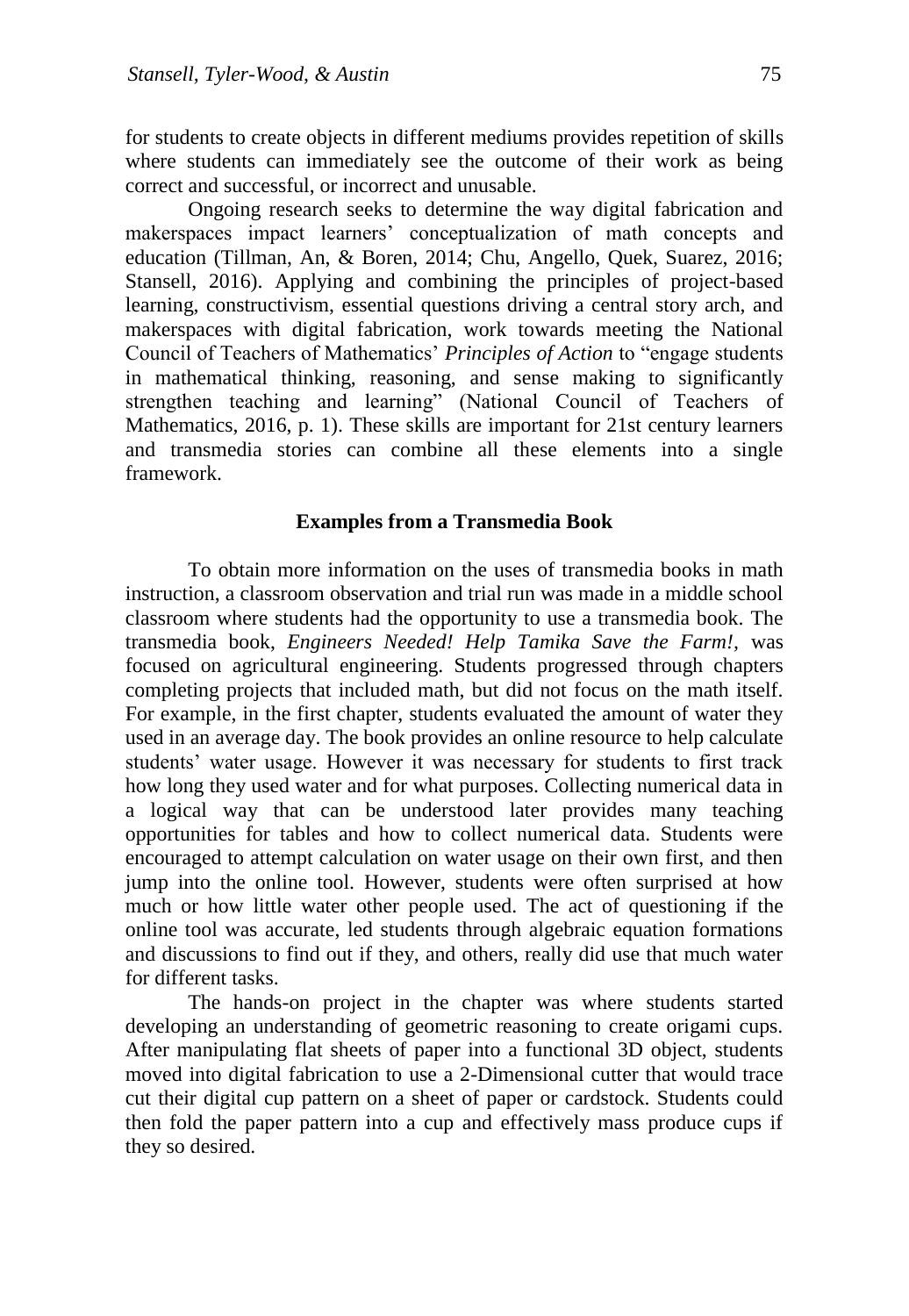for students to create objects in different mediums provides repetition of skills where students can immediately see the outcome of their work as being correct and successful, or incorrect and unusable.

Ongoing research seeks to determine the way digital fabrication and makerspaces impact learners' conceptualization of math concepts and education (Tillman, An, & Boren, 2014; Chu, Angello, Quek, Suarez, 2016; Stansell, 2016). Applying and combining the principles of project-based learning, constructivism, essential questions driving a central story arch, and makerspaces with digital fabrication, work towards meeting the National Council of Teachers of Mathematics' *Principles of Action* to "engage students in mathematical thinking, reasoning, and sense making to significantly strengthen teaching and learning" (National Council of Teachers of Mathematics, 2016, p. 1). These skills are important for 21st century learners and transmedia stories can combine all these elements into a single framework.

## Examples from a Transmedia Book

To obtain more information on the uses of transmedia books in math instruction, a classroom observation and trial run was made in a middle school classroom where students had the opportunity to use a transmedia book. The transmedia book, *Engineers Needed! Help Tamika Save the Farm!,* was focused on agricultural engineering. Students progressed through chapters completing projects that included math, but did not focus on the math itself. For example, in the first chapter, students evaluated the amount of water they used in an average day. The book provides an online resource to help calculate students' water usage. However it was necessary for students to first track how long they used water and for what purposes. Collecting numerical data in a logical way that can be understood later provides many teaching opportunities for tables and how to collect numerical data. Students were encouraged to attempt calculation on water usage on their own first, and then jump into the online tool. However, students were often surprised at how much or how little water other people used. The act of questioning if the online tool was accurate, led students through algebraic equation formations and discussions to find out if they, and others, really did use that much water for different tasks.

The hands-on project in the chapter was where students started developing an understanding of geometric reasoning to create origami cups. After manipulating flat sheets of paper into a functional 3D object, students moved into digital fabrication to use a 2-Dimensional cutter that would trace cut their digital cup pattern on a sheet of paper or cardstock. Students could then fold the paper pattern into a cup and effectively mass produce cups if they so desired.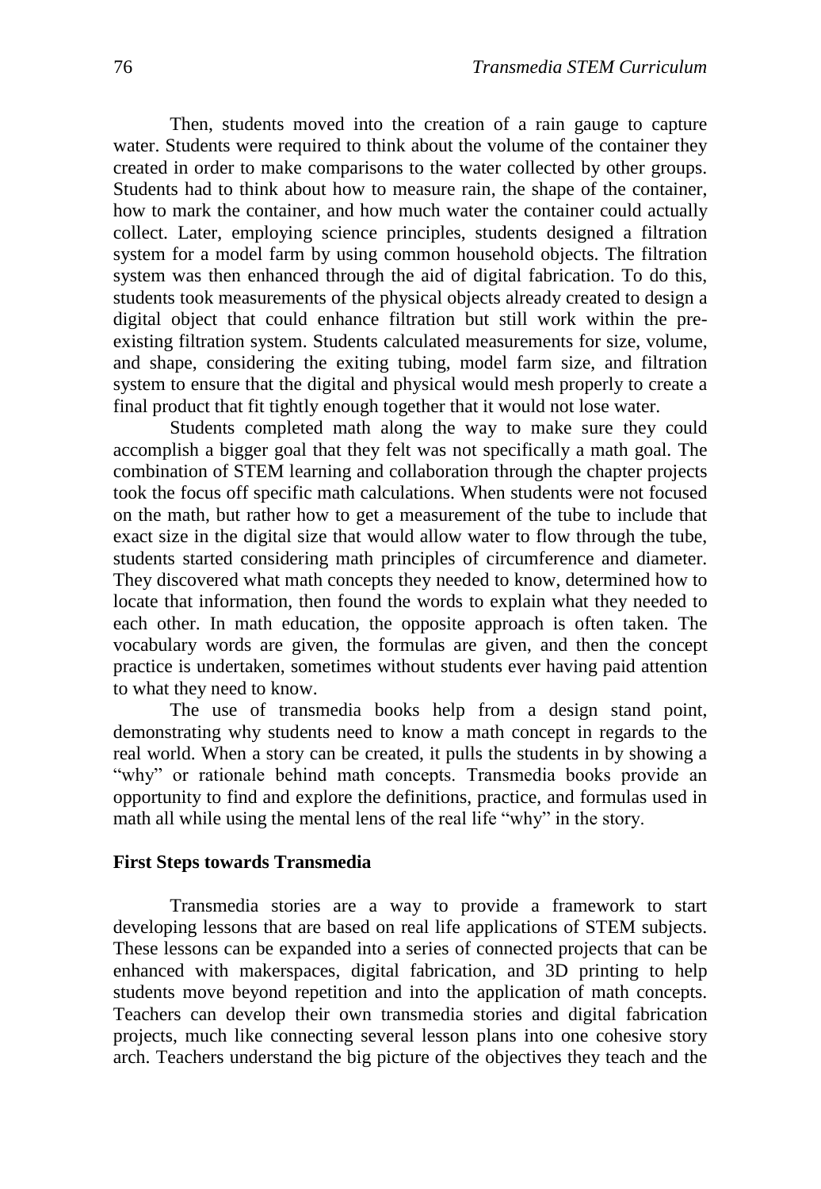Then, students moved into the creation of a rain gauge to capture water. Students were required to think about the volume of the container they created in order to make comparisons to the water collected by other groups. Students had to think about how to measure rain, the shape of the container, how to mark the container, and how much water the container could actually collect. Later, employing science principles, students designed a filtration system for a model farm by using common household objects. The filtration system was then enhanced through the aid of digital fabrication. To do this, students took measurements of the physical objects already created to design a digital object that could enhance filtration but still work within the pre-existing filtration system. Students calculated measurements for size, volume, and shape, considering the exiting tubing, model farm size, and filtration system to ensure that the digital and physical would mesh properly to create a final product that fit tightly enough together that it would not lose water.

Students completed math along the way to make sure they could accomplish a bigger goal that they felt was not specifically a math goal. The combination of STEM learning and collaboration through the chapter projects took the focus off specific math calculations. When students were not focused on the math, but rather how to get a measurement of the tube to include that exact size in the digital size that would allow water to flow through the tube, students started considering math principles of circumference and diameter. They discovered what math concepts they needed to know, determined how to locate that information, then found the words to explain what they needed to each other. In math education, the opposite approach is often taken. The vocabulary words are given, the formulas are given, and then the concept practice is undertaken, sometimes without students ever having paid attention to what they need to know.

The use of transmedia books help from a design stand point, demonstrating why students need to know a math concept in regards to the real world. When a story can be created, it pulls the students in by showing a "why" or rationale behind math concepts. Transmedia books provide an opportunity to find and explore the definitions, practice, and formulas used in math all while using the mental lens of the real life "why" in the story.

### First Steps towards Transmedia

Transmedia stories are a way to provide a framework to start developing lessons that are based on real life applications of STEM subjects. These lessons can be expanded into a series of connected projects that can be enhanced with makerspaces, digital fabrication, and 3D printing to help students move beyond repetition and into the application of math concepts. Teachers can develop their own transmedia stories and digital fabrication projects, much like connecting several lesson plans into one cohesive story arch. Teachers understand the big picture of the objectives they teach and the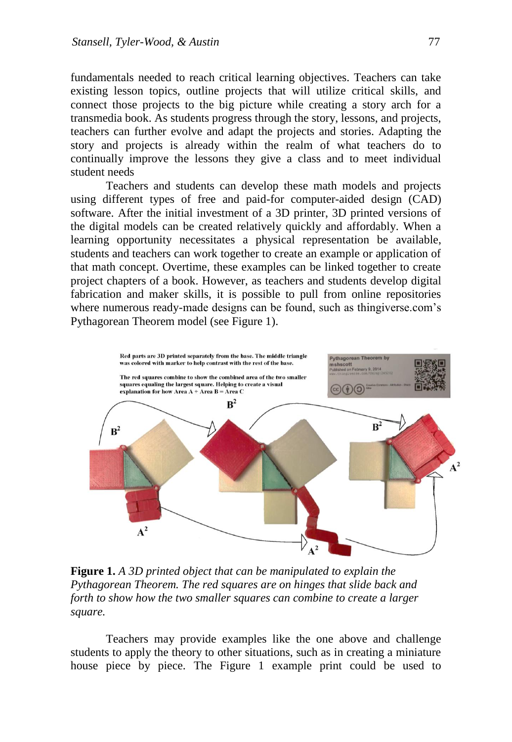fundamentals needed to reach critical learning objectives. Teachers can take existing lesson topics, outline projects that will utilize critical skills, and connect those projects to the big picture while creating a story arch for a transmedia book. As students progress through the story, lessons, and projects, teachers can further evolve and adapt the projects and stories. Adapting the story and projects is already within the realm of what teachers do to continually improve the lessons they give a class and to meet individual student needs

Teachers and students can develop these math models and projects using different types of free and paid-for computer-aided design (CAD) software. After the initial investment of a 3D printer, 3D printed versions of the digital models can be created relatively quickly and affordably. When a learning opportunity necessitates a physical representation be available, students and teachers can work together to create an example or application of that math concept. Overtime, these examples can be linked together to create project chapters of a book. However, as teachers and students develop digital fabrication and maker skills, it is possible to pull from online repositories where numerous ready-made designs can be found, such as thingiverse.com's Pythagorean Theorem model (see Figure 1).

Red parts are 3D printed separately from the base. The middle triangle was colored with marker to help contrast with the rest of the base.

The red squares combine to show the combined area of the two smaller squares equaling the largest square. Helping to create a visual explanation for how Area A + Area B = Area C

Pythagorean Theorem by mshscott
Published on February 9, 2014

$B^2$

$B^2$

$B^2$

$A^2$

$A^2$

$A^2$

**Figure 1.** *A 3D printed object that can be manipulated to explain the Pythagorean Theorem. The red squares are on hinges that slide back and forth to show how the two smaller squares can combine to create a larger square.*

Teachers may provide examples like the one above and challenge students to apply the theory to other situations, such as in creating a miniature house piece by piece. The Figure 1 example print could be used to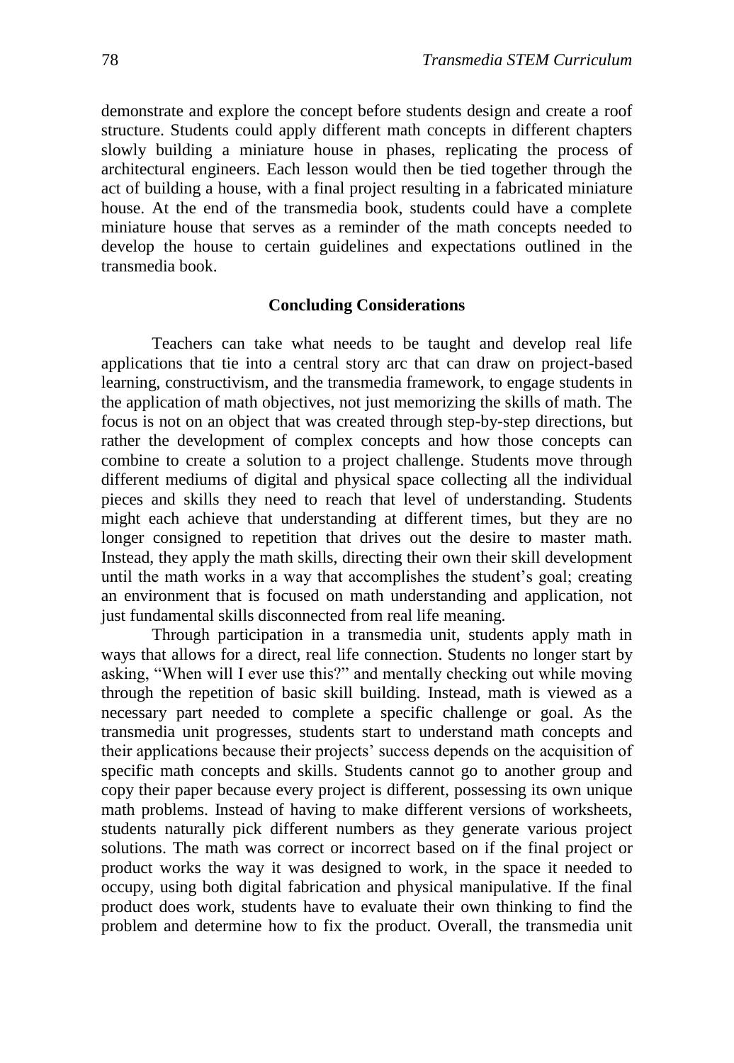demonstrate and explore the concept before students design and create a roof structure. Students could apply different math concepts in different chapters slowly building a miniature house in phases, replicating the process of architectural engineers. Each lesson would then be tied together through the act of building a house, with a final project resulting in a fabricated miniature house. At the end of the transmedia book, students could have a complete miniature house that serves as a reminder of the math concepts needed to develop the house to certain guidelines and expectations outlined in the transmedia book.

## Concluding Considerations

Teachers can take what needs to be taught and develop real life applications that tie into a central story arc that can draw on project-based learning, constructivism, and the transmedia framework, to engage students in the application of math objectives, not just memorizing the skills of math. The focus is not on an object that was created through step-by-step directions, but rather the development of complex concepts and how those concepts can combine to create a solution to a project challenge. Students move through different mediums of digital and physical space collecting all the individual pieces and skills they need to reach that level of understanding. Students might each achieve that understanding at different times, but they are no longer consigned to repetition that drives out the desire to master math. Instead, they apply the math skills, directing their own their skill development until the math works in a way that accomplishes the student's goal; creating an environment that is focused on math understanding and application, not just fundamental skills disconnected from real life meaning.

Through participation in a transmedia unit, students apply math in ways that allows for a direct, real life connection. Students no longer start by asking, "When will I ever use this?" and mentally checking out while moving through the repetition of basic skill building. Instead, math is viewed as a necessary part needed to complete a specific challenge or goal. As the transmedia unit progresses, students start to understand math concepts and their applications because their projects' success depends on the acquisition of specific math concepts and skills. Students cannot go to another group and copy their paper because every project is different, possessing its own unique math problems. Instead of having to make different versions of worksheets, students naturally pick different numbers as they generate various project solutions. The math was correct or incorrect based on if the final project or product works the way it was designed to work, in the space it needed to occupy, using both digital fabrication and physical manipulative. If the final product does work, students have to evaluate their own thinking to find the problem and determine how to fix the product. Overall, the transmedia unit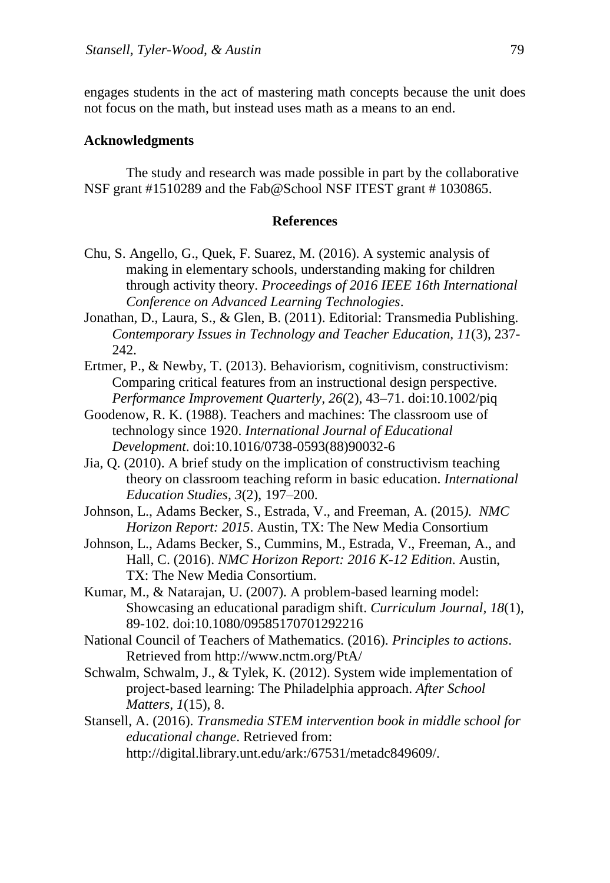engages students in the act of mastering math concepts because the unit does not focus on the math, but instead uses math as a means to an end.

### Acknowledgments

The study and research was made possible in part by the collaborative NSF grant #1510289 and the Fab@School NSF ITEST grant # 1030865.

## References

Chu, S. Angello, G., Quek, F. Suarez, M. (2016). A systemic analysis of making in elementary schools, understanding making for children through activity theory. *Proceedings of 2016 IEEE 16th International Conference on Advanced Learning Technologies*.

Jonathan, D., Laura, S., & Glen, B. (2011). Editorial: Transmedia Publishing. *Contemporary Issues in Technology and Teacher Education*, *11*(3), 237-242.

Ertmer, P., & Newby, T. (2013). Behaviorism, cognitivism, constructivism: Comparing critical features from an instructional design perspective. *Performance Improvement Quarterly*, *26*(2), 43–71. doi:10.1002/piq

Goodenow, R. K. (1988). Teachers and machines: The classroom use of technology since 1920. *International Journal of Educational Development*. doi:10.1016/0738-0593(88)90032-6

Jia, Q. (2010). A brief study on the implication of constructivism teaching theory on classroom teaching reform in basic education. *International Education Studies*, *3*(2), 197–200.

Johnson, L., Adams Becker, S., Estrada, V., and Freeman, A. (2015*). NMC Horizon Report: 2015*. Austin, TX: The New Media Consortium

Johnson, L., Adams Becker, S., Cummins, M., Estrada, V., Freeman, A., and Hall, C. (2016). *NMC Horizon Report: 2016 K-12 Edition*. Austin, TX: The New Media Consortium.

Kumar, M., & Natarajan, U. (2007). A problem-based learning model: Showcasing an educational paradigm shift. *Curriculum Journal*, *18*(1), 89-102. doi:10.1080/09585170701292216

National Council of Teachers of Mathematics. (2016). *Principles to actions*. Retrieved from http://www.nctm.org/PtA/

Schwalm, Schwalm, J., & Tylek, K. (2012). System wide implementation of project-based learning: The Philadelphia approach. *After School Matters*, *1*(15), 8.

Stansell, A. (2016). *Transmedia STEM intervention book in middle school for educational change*. Retrieved from: http://digital.library.unt.edu/ark:/67531/metadc849609/.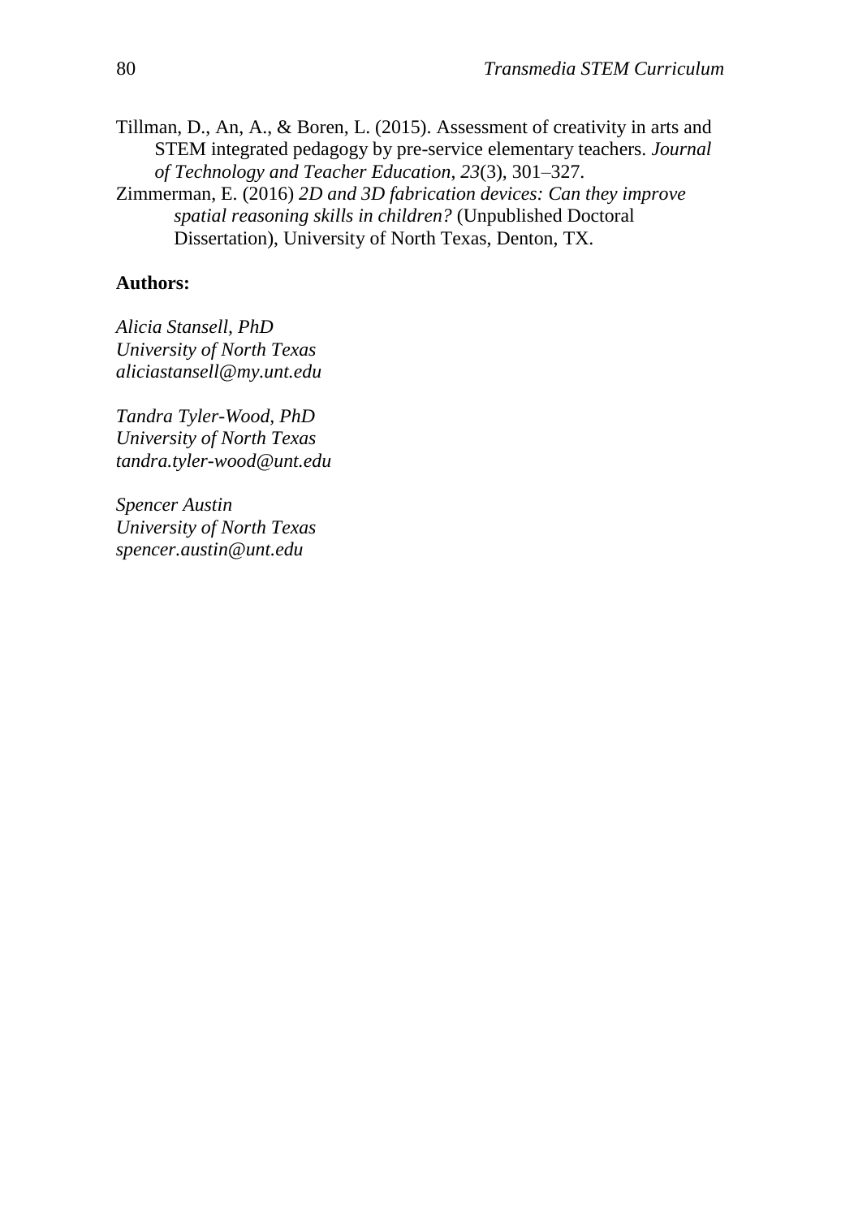Tillman, D., An, A., & Boren, L. (2015). Assessment of creativity in arts and STEM integrated pedagogy by pre-service elementary teachers. *Journal of Technology and Teacher Education*, *23*(3), 301–327.

Zimmerman, E. (2016) *2D and 3D fabrication devices: Can they improve spatial reasoning skills in children?* (Unpublished Doctoral Dissertation), University of North Texas, Denton, TX.

**Authors:**

*Alicia Stansell, PhD*
*University of North Texas*
*aliciastansell@my.unt.edu*

*Tandra Tyler-Wood, PhD*
*University of North Texas*
*tandra.tyler-wood@unt.edu*

*Spencer Austin*
*University of North Texas*
*spencer.austin@unt.edu*